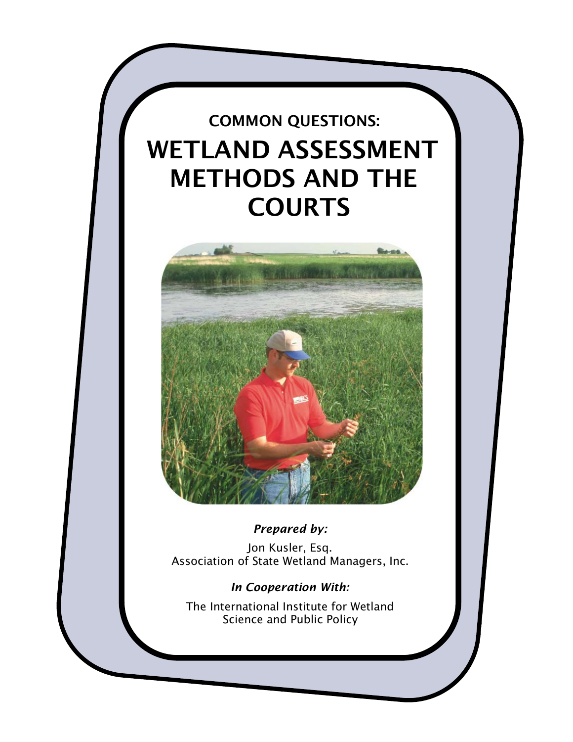## COMMON QUESTIONS:

# WETLAND ASSESSMENT METHODS AND THE COURTS

***Prepared by:***

Jon Kusler, Esq.
Association of State Wetland Managers, Inc.

***In Cooperation With:***

The International Institute for Wetland Science and Public Policy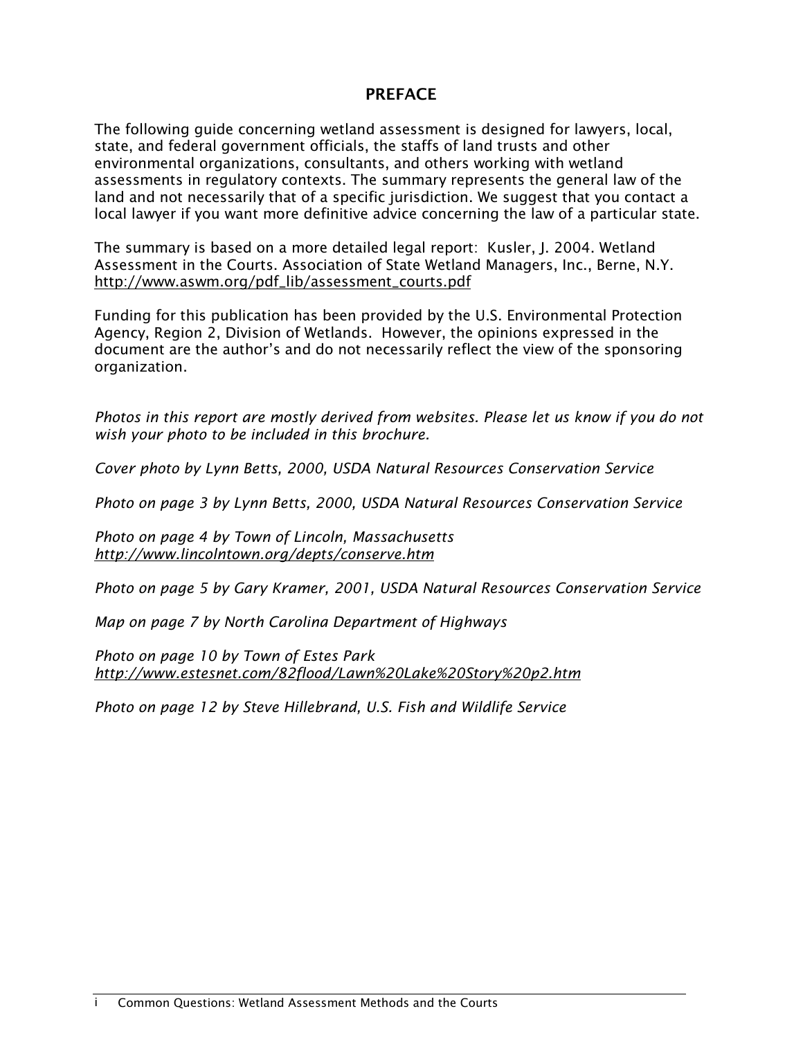## PREFACE

The following guide concerning wetland assessment is designed for lawyers, local, state, and federal government officials, the staffs of land trusts and other environmental organizations, consultants, and others working with wetland assessments in regulatory contexts. The summary represents the general law of the land and not necessarily that of a specific jurisdiction. We suggest that you contact a local lawyer if you want more definitive advice concerning the law of a particular state.

The summary is based on a more detailed legal report: Kusler, J. 2004. Wetland Assessment in the Courts. Association of State Wetland Managers, Inc., Berne, N.Y. http://www.aswm.org/pdf_lib/assessment_courts.pdf

Funding for this publication has been provided by the U.S. Environmental Protection Agency, Region 2, Division of Wetlands. However, the opinions expressed in the document are the author's and do not necessarily reflect the view of the sponsoring organization.

*Photos in this report are mostly derived from websites. Please let us know if you do not wish your photo to be included in this brochure.*

*Cover photo by Lynn Betts, 2000, USDA Natural Resources Conservation Service*

*Photo on page 3 by Lynn Betts, 2000, USDA Natural Resources Conservation Service*

*Photo on page 4 by Town of Lincoln, Massachusetts http://www.lincolntown.org/depts/conserve.htm*

*Photo on page 5 by Gary Kramer, 2001, USDA Natural Resources Conservation Service*

*Map on page 7 by North Carolina Department of Highways*

*Photo on page 10 by Town of Estes Park http://www.estesnet.com/82flood/Lawn%20Lake%20Story%20p2.htm*

*Photo on page 12 by Steve Hillebrand, U.S. Fish and Wildlife Service*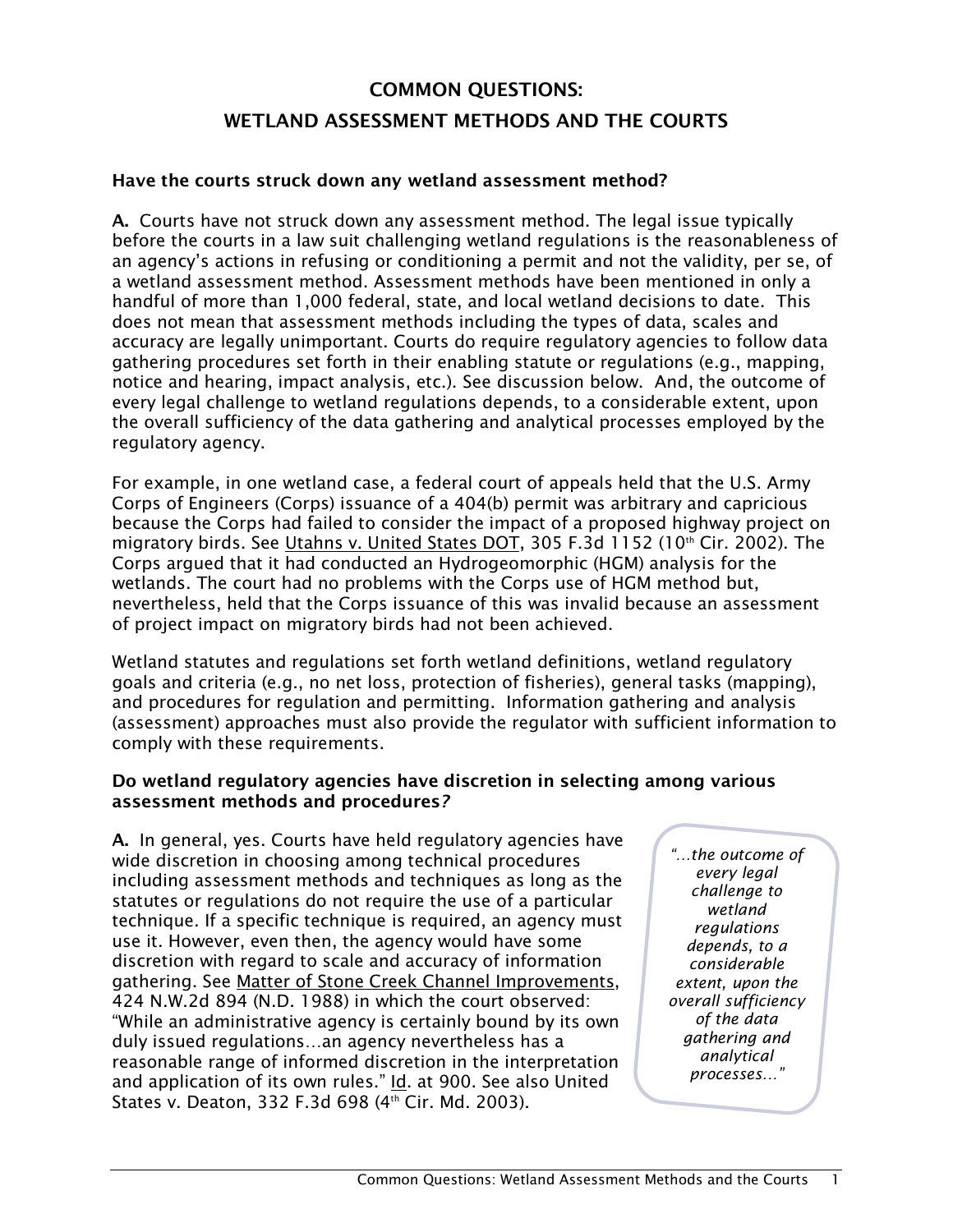# COMMON QUESTIONS:
# WETLAND ASSESSMENT METHODS AND THE COURTS

**Have the courts struck down any wetland assessment method?**

**A.** Courts have not struck down any assessment method. The legal issue typically before the courts in a law suit challenging wetland regulations is the reasonableness of an agency's actions in refusing or conditioning a permit and not the validity, per se, of a wetland assessment method. Assessment methods have been mentioned in only a handful of more than 1,000 federal, state, and local wetland decisions to date. This does not mean that assessment methods including the types of data, scales and accuracy are legally unimportant. Courts do require regulatory agencies to follow data gathering procedures set forth in their enabling statute or regulations (e.g., mapping, notice and hearing, impact analysis, etc.). See discussion below. And, the outcome of every legal challenge to wetland regulations depends, to a considerable extent, upon the overall sufficiency of the data gathering and analytical processes employed by the regulatory agency.

For example, in one wetland case, a federal court of appeals held that the U.S. Army Corps of Engineers (Corps) issuance of a 404(b) permit was arbitrary and capricious because the Corps had failed to consider the impact of a proposed highway project on migratory birds. See Utahns v. United States DOT, 305 F.3d 1152 (10th Cir. 2002). The Corps argued that it had conducted an Hydrogeomorphic (HGM) analysis for the wetlands. The court had no problems with the Corps use of HGM method but, nevertheless, held that the Corps issuance of this was invalid because an assessment of project impact on migratory birds had not been achieved.

Wetland statutes and regulations set forth wetland definitions, wetland regulatory goals and criteria (e.g., no net loss, protection of fisheries), general tasks (mapping), and procedures for regulation and permitting. Information gathering and analysis (assessment) approaches must also provide the regulator with sufficient information to comply with these requirements.

**Do wetland regulatory agencies have discretion in selecting among various assessment methods and procedures?**

**A.** In general, yes. Courts have held regulatory agencies have wide discretion in choosing among technical procedures including assessment methods and techniques as long as the statutes or regulations do not require the use of a particular technique. If a specific technique is required, an agency must use it. However, even then, the agency would have some discretion with regard to scale and accuracy of information gathering. See Matter of Stone Creek Channel Improvements, 424 N.W.2d 894 (N.D. 1988) in which the court observed: "While an administrative agency is certainly bound by its own duly issued regulations…an agency nevertheless has a reasonable range of informed discretion in the interpretation and application of its own rules." Id. at 900. See also United States v. Deaton, 332 F.3d 698 (4th Cir. Md. 2003).

*"…the outcome of every legal challenge to wetland regulations depends, to a considerable extent, upon the overall sufficiency of the data gathering and analytical processes…"*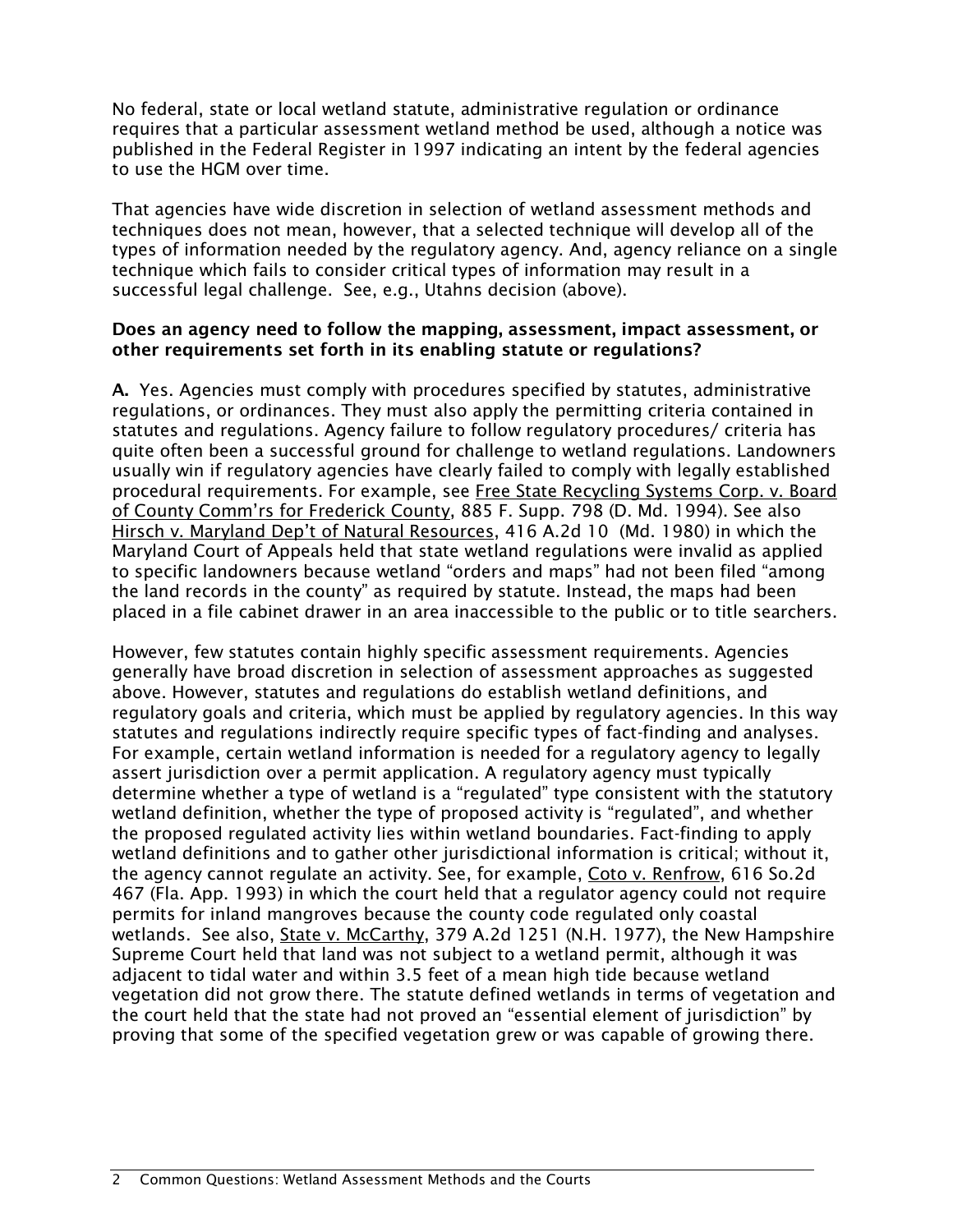No federal, state or local wetland statute, administrative regulation or ordinance requires that a particular assessment wetland method be used, although a notice was published in the Federal Register in 1997 indicating an intent by the federal agencies to use the HGM over time.

That agencies have wide discretion in selection of wetland assessment methods and techniques does not mean, however, that a selected technique will develop all of the types of information needed by the regulatory agency. And, agency reliance on a single technique which fails to consider critical types of information may result in a successful legal challenge. See, e.g., Utahns decision (above).

**Does an agency need to follow the mapping, assessment, impact assessment, or other requirements set forth in its enabling statute or regulations?**

**A.** Yes. Agencies must comply with procedures specified by statutes, administrative regulations, or ordinances. They must also apply the permitting criteria contained in statutes and regulations. Agency failure to follow regulatory procedures/ criteria has quite often been a successful ground for challenge to wetland regulations. Landowners usually win if regulatory agencies have clearly failed to comply with legally established procedural requirements. For example, see Free State Recycling Systems Corp. v. Board of County Comm'rs for Frederick County, 885 F. Supp. 798 (D. Md. 1994). See also Hirsch v. Maryland Dep't of Natural Resources, 416 A.2d 10 (Md. 1980) in which the Maryland Court of Appeals held that state wetland regulations were invalid as applied to specific landowners because wetland "orders and maps" had not been filed "among the land records in the county" as required by statute. Instead, the maps had been placed in a file cabinet drawer in an area inaccessible to the public or to title searchers.

However, few statutes contain highly specific assessment requirements. Agencies generally have broad discretion in selection of assessment approaches as suggested above. However, statutes and regulations do establish wetland definitions, and regulatory goals and criteria, which must be applied by regulatory agencies. In this way statutes and regulations indirectly require specific types of fact-finding and analyses. For example, certain wetland information is needed for a regulatory agency to legally assert jurisdiction over a permit application. A regulatory agency must typically determine whether a type of wetland is a "regulated" type consistent with the statutory wetland definition, whether the type of proposed activity is "regulated", and whether the proposed regulated activity lies within wetland boundaries. Fact-finding to apply wetland definitions and to gather other jurisdictional information is critical; without it, the agency cannot regulate an activity. See, for example, Coto v. Renfrow, 616 So.2d 467 (Fla. App. 1993) in which the court held that a regulator agency could not require permits for inland mangroves because the county code regulated only coastal wetlands. See also, State v. McCarthy, 379 A.2d 1251 (N.H. 1977), the New Hampshire Supreme Court held that land was not subject to a wetland permit, although it was adjacent to tidal water and within 3.5 feet of a mean high tide because wetland vegetation did not grow there. The statute defined wetlands in terms of vegetation and the court held that the state had not proved an "essential element of jurisdiction" by proving that some of the specified vegetation grew or was capable of growing there.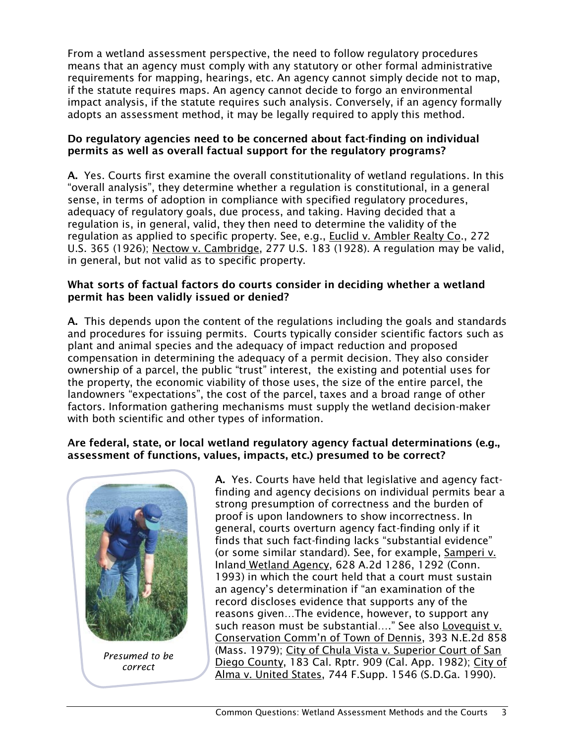From a wetland assessment perspective, the need to follow regulatory procedures means that an agency must comply with any statutory or other formal administrative requirements for mapping, hearings, etc. An agency cannot simply decide not to map, if the statute requires maps. An agency cannot decide to forgo an environmental impact analysis, if the statute requires such analysis. Conversely, if an agency formally adopts an assessment method, it may be legally required to apply this method.

**Do regulatory agencies need to be concerned about fact-finding on individual permits as well as overall factual support for the regulatory programs?**

**A.** Yes. Courts first examine the overall constitutionality of wetland regulations. In this "overall analysis", they determine whether a regulation is constitutional, in a general sense, in terms of adoption in compliance with specified regulatory procedures, adequacy of regulatory goals, due process, and taking. Having decided that a regulation is, in general, valid, they then need to determine the validity of the regulation as applied to specific property. See, e.g., Euclid v. Ambler Realty Co., 272 U.S. 365 (1926); Nectow v. Cambridge, 277 U.S. 183 (1928). A regulation may be valid, in general, but not valid as to specific property.

**What sorts of factual factors do courts consider in deciding whether a wetland permit has been validly issued or denied?**

**A.** This depends upon the content of the regulations including the goals and standards and procedures for issuing permits. Courts typically consider scientific factors such as plant and animal species and the adequacy of impact reduction and proposed compensation in determining the adequacy of a permit decision. They also consider ownership of a parcel, the public "trust" interest, the existing and potential uses for the property, the economic viability of those uses, the size of the entire parcel, the landowners "expectations", the cost of the parcel, taxes and a broad range of other factors. Information gathering mechanisms must supply the wetland decision-maker with both scientific and other types of information.

**Are federal, state, or local wetland regulatory agency factual determinations (e.g., assessment of functions, values, impacts, etc.) presumed to be correct?**

*Presumed to be correct*

**A.** Yes. Courts have held that legislative and agency fact-finding and agency decisions on individual permits bear a strong presumption of correctness and the burden of proof is upon landowners to show incorrectness. In general, courts overturn agency fact-finding only if it finds that such fact-finding lacks "substantial evidence" (or some similar standard). See, for example, Samperi v. Inland Wetland Agency, 628 A.2d 1286, 1292 (Conn. 1993) in which the court held that a court must sustain an agency's determination if "an examination of the record discloses evidence that supports any of the reasons given…The evidence, however, to support any such reason must be substantial…." See also Lovequist v. Conservation Comm'n of Town of Dennis, 393 N.E.2d 858 (Mass. 1979); City of Chula Vista v. Superior Court of San Diego County, 183 Cal. Rptr. 909 (Cal. App. 1982); City of Alma v. United States, 744 F.Supp. 1546 (S.D.Ga. 1990).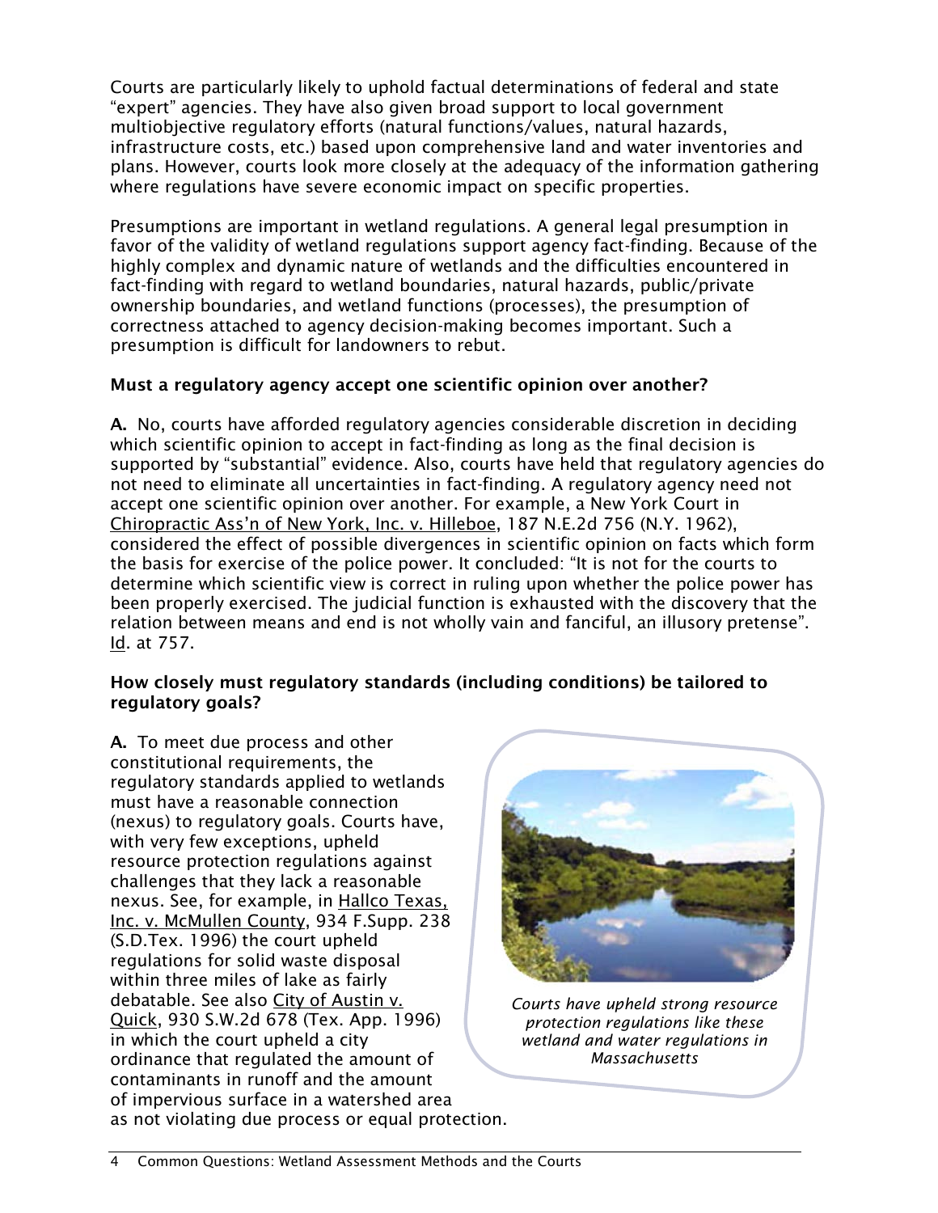Courts are particularly likely to uphold factual determinations of federal and state "expert" agencies. They have also given broad support to local government multiobjective regulatory efforts (natural functions/values, natural hazards, infrastructure costs, etc.) based upon comprehensive land and water inventories and plans. However, courts look more closely at the adequacy of the information gathering where regulations have severe economic impact on specific properties.

Presumptions are important in wetland regulations. A general legal presumption in favor of the validity of wetland regulations support agency fact-finding. Because of the highly complex and dynamic nature of wetlands and the difficulties encountered in fact-finding with regard to wetland boundaries, natural hazards, public/private ownership boundaries, and wetland functions (processes), the presumption of correctness attached to agency decision-making becomes important. Such a presumption is difficult for landowners to rebut.

**Must a regulatory agency accept one scientific opinion over another?**

**A.** No, courts have afforded regulatory agencies considerable discretion in deciding which scientific opinion to accept in fact-finding as long as the final decision is supported by "substantial" evidence. Also, courts have held that regulatory agencies do not need to eliminate all uncertainties in fact-finding. A regulatory agency need not accept one scientific opinion over another. For example, a New York Court in Chiropractic Ass'n of New York, Inc. v. Hilleboe, 187 N.E.2d 756 (N.Y. 1962), considered the effect of possible divergences in scientific opinion on facts which form the basis for exercise of the police power. It concluded: "It is not for the courts to determine which scientific view is correct in ruling upon whether the police power has been properly exercised. The judicial function is exhausted with the discovery that the relation between means and end is not wholly vain and fanciful, an illusory pretense". Id. at 757.

**How closely must regulatory standards (including conditions) be tailored to regulatory goals?**

**A.** To meet due process and other constitutional requirements, the regulatory standards applied to wetlands must have a reasonable connection (nexus) to regulatory goals. Courts have, with very few exceptions, upheld resource protection regulations against challenges that they lack a reasonable nexus. See, for example, in Hallco Texas, Inc. v. McMullen County, 934 F.Supp. 238 (S.D.Tex. 1996) the court upheld regulations for solid waste disposal within three miles of lake as fairly debatable. See also City of Austin v. Quick, 930 S.W.2d 678 (Tex. App. 1996) in which the court upheld a city ordinance that regulated the amount of contaminants in runoff and the amount of impervious surface in a watershed area as not violating due process or equal protection.

*Courts have upheld strong resource protection regulations like these wetland and water regulations in Massachusetts*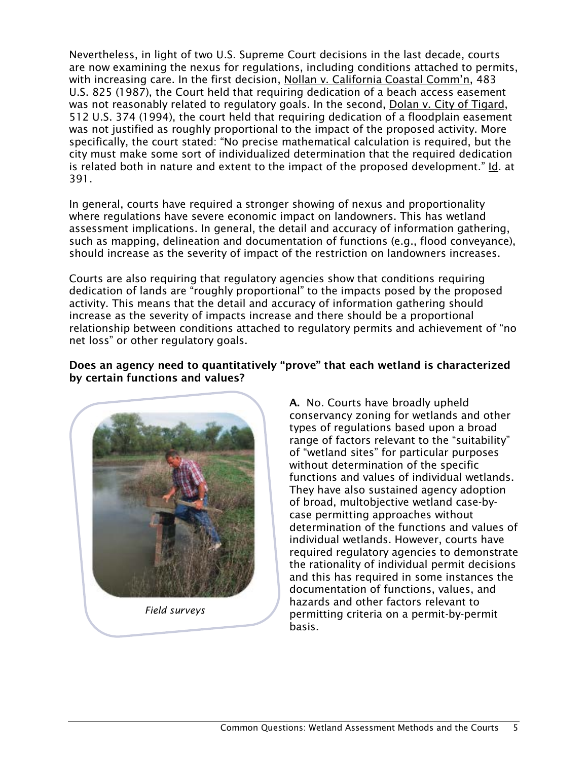Nevertheless, in light of two U.S. Supreme Court decisions in the last decade, courts are now examining the nexus for regulations, including conditions attached to permits, with increasing care. In the first decision, Nollan v. California Coastal Comm'n, 483 U.S. 825 (1987), the Court held that requiring dedication of a beach access easement was not reasonably related to regulatory goals. In the second, Dolan v. City of Tigard, 512 U.S. 374 (1994), the court held that requiring dedication of a floodplain easement was not justified as roughly proportional to the impact of the proposed activity. More specifically, the court stated: "No precise mathematical calculation is required, but the city must make some sort of individualized determination that the required dedication is related both in nature and extent to the impact of the proposed development." Id. at 391.

In general, courts have required a stronger showing of nexus and proportionality where regulations have severe economic impact on landowners. This has wetland assessment implications. In general, the detail and accuracy of information gathering, such as mapping, delineation and documentation of functions (e.g., flood conveyance), should increase as the severity of impact of the restriction on landowners increases.

Courts are also requiring that regulatory agencies show that conditions requiring dedication of lands are "roughly proportional" to the impacts posed by the proposed activity. This means that the detail and accuracy of information gathering should increase as the severity of impacts increase and there should be a proportional relationship between conditions attached to regulatory permits and achievement of "no net loss" or other regulatory goals.

**Does an agency need to quantitatively "prove" that each wetland is characterized by certain functions and values?**

*Field surveys*

**A.** No. Courts have broadly upheld conservancy zoning for wetlands and other types of regulations based upon a broad range of factors relevant to the "suitability" of "wetland sites" for particular purposes without determination of the specific functions and values of individual wetlands. They have also sustained agency adoption of broad, multobjective wetland case-by-case permitting approaches without determination of the functions and values of individual wetlands. However, courts have required regulatory agencies to demonstrate the rationality of individual permit decisions and this has required in some instances the documentation of functions, values, and hazards and other factors relevant to permitting criteria on a permit-by-permit basis.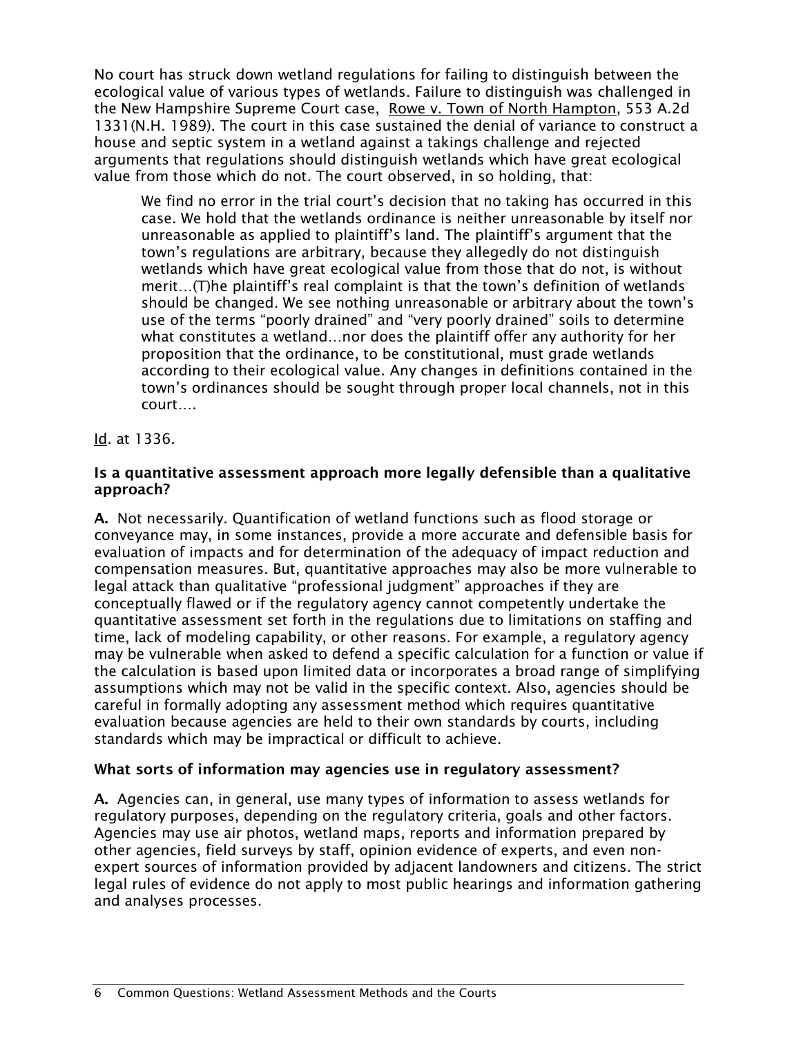No court has struck down wetland regulations for failing to distinguish between the ecological value of various types of wetlands. Failure to distinguish was challenged in the New Hampshire Supreme Court case, Rowe v. Town of North Hampton, 553 A.2d 1331(N.H. 1989). The court in this case sustained the denial of variance to construct a house and septic system in a wetland against a takings challenge and rejected arguments that regulations should distinguish wetlands which have great ecological value from those which do not. The court observed, in so holding, that:

> We find no error in the trial court's decision that no taking has occurred in this case. We hold that the wetlands ordinance is neither unreasonable by itself nor unreasonable as applied to plaintiff's land. The plaintiff's argument that the town's regulations are arbitrary, because they allegedly do not distinguish wetlands which have great ecological value from those that do not, is without merit…(T)he plaintiff's real complaint is that the town's definition of wetlands should be changed. We see nothing unreasonable or arbitrary about the town's use of the terms "poorly drained" and "very poorly drained" soils to determine what constitutes a wetland…nor does the plaintiff offer any authority for her proposition that the ordinance, to be constitutional, must grade wetlands according to their ecological value. Any changes in definitions contained in the town's ordinances should be sought through proper local channels, not in this court….

Id. at 1336.

**Is a quantitative assessment approach more legally defensible than a qualitative approach?**

**A.** Not necessarily. Quantification of wetland functions such as flood storage or conveyance may, in some instances, provide a more accurate and defensible basis for evaluation of impacts and for determination of the adequacy of impact reduction and compensation measures. But, quantitative approaches may also be more vulnerable to legal attack than qualitative "professional judgment" approaches if they are conceptually flawed or if the regulatory agency cannot competently undertake the quantitative assessment set forth in the regulations due to limitations on staffing and time, lack of modeling capability, or other reasons. For example, a regulatory agency may be vulnerable when asked to defend a specific calculation for a function or value if the calculation is based upon limited data or incorporates a broad range of simplifying assumptions which may not be valid in the specific context. Also, agencies should be careful in formally adopting any assessment method which requires quantitative evaluation because agencies are held to their own standards by courts, including standards which may be impractical or difficult to achieve.

**What sorts of information may agencies use in regulatory assessment?**

**A.** Agencies can, in general, use many types of information to assess wetlands for regulatory purposes, depending on the regulatory criteria, goals and other factors. Agencies may use air photos, wetland maps, reports and information prepared by other agencies, field surveys by staff, opinion evidence of experts, and even non-expert sources of information provided by adjacent landowners and citizens. The strict legal rules of evidence do not apply to most public hearings and information gathering and analyses processes.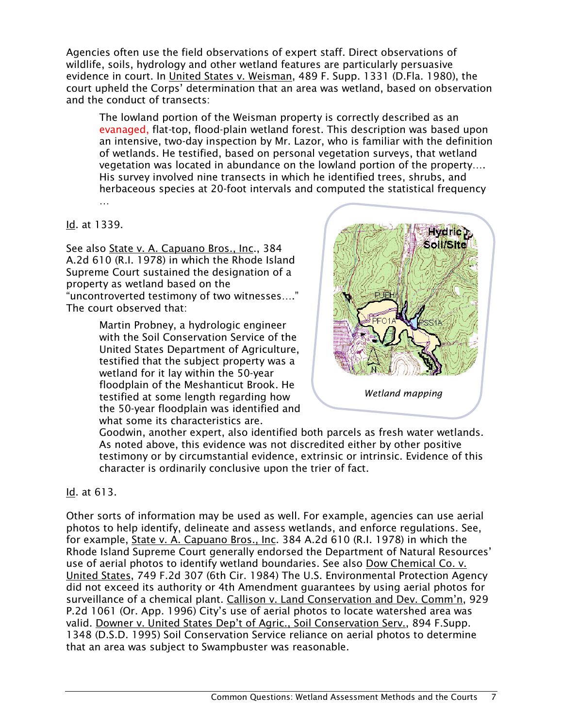Agencies often use the field observations of expert staff. Direct observations of wildlife, soils, hydrology and other wetland features are particularly persuasive evidence in court. In United States v. Weisman, 489 F. Supp. 1331 (D.Fla. 1980), the court upheld the Corps' determination that an area was wetland, based on observation and the conduct of transects:

> The lowland portion of the Weisman property is correctly described as an evanaged, flat-top, flood-plain wetland forest. This description was based upon an intensive, two-day inspection by Mr. Lazor, who is familiar with the definition of wetlands. He testified, based on personal vegetation surveys, that wetland vegetation was located in abundance on the lowland portion of the property.... His survey involved nine transects in which he identified trees, shrubs, and herbaceous species at 20-foot intervals and computed the statistical frequency ...

Id. at 1339.

See also State v. A. Capuano Bros., Inc., 384 A.2d 610 (R.I. 1978) in which the Rhode Island Supreme Court sustained the designation of a property as wetland based on the "uncontroverted testimony of two witnesses...." The court observed that:

> Martin Probney, a hydrologic engineer with the Soil Conservation Service of the United States Department of Agriculture, testified that the subject property was a wetland for it lay within the 50-year floodplain of the Meshanticut Brook. He testified at some length regarding how the 50-year floodplain was identified and what some its characteristics are. Goodwin, another expert, also identified both parcels as fresh water wetlands. As noted above, this evidence was not discredited either by other positive testimony or by circumstantial evidence, extrinsic or intrinsic. Evidence of this character is ordinarily conclusive upon the trier of fact.

*Wetland mapping*

Id. at 613.

Other sorts of information may be used as well. For example, agencies can use aerial photos to help identify, delineate and assess wetlands, and enforce regulations. See, for example, State v. A. Capuano Bros., Inc. 384 A.2d 610 (R.I. 1978) in which the Rhode Island Supreme Court generally endorsed the Department of Natural Resources' use of aerial photos to identify wetland boundaries. See also Dow Chemical Co. v. United States, 749 F.2d 307 (6th Cir. 1984) The U.S. Environmental Protection Agency did not exceed its authority or 4th Amendment guarantees by using aerial photos for surveillance of a chemical plant. Callison v. Land Conservation and Dev. Comm'n, 929 P.2d 1061 (Or. App. 1996) City's use of aerial photos to locate watershed area was valid. Downer v. United States Dep't of Agric., Soil Conservation Serv., 894 F.Supp. 1348 (D.S.D. 1995) Soil Conservation Service reliance on aerial photos to determine that an area was subject to Swampbuster was reasonable.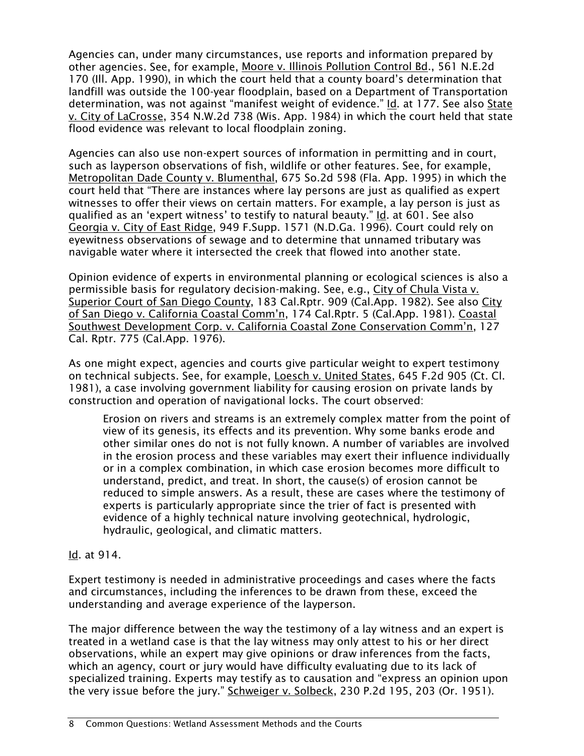Agencies can, under many circumstances, use reports and information prepared by other agencies. See, for example, Moore v. Illinois Pollution Control Bd., 561 N.E.2d 170 (Ill. App. 1990), in which the court held that a county board's determination that landfill was outside the 100-year floodplain, based on a Department of Transportation determination, was not against "manifest weight of evidence." Id. at 177. See also State v. City of LaCrosse, 354 N.W.2d 738 (Wis. App. 1984) in which the court held that state flood evidence was relevant to local floodplain zoning.

Agencies can also use non-expert sources of information in permitting and in court, such as layperson observations of fish, wildlife or other features. See, for example, Metropolitan Dade County v. Blumenthal, 675 So.2d 598 (Fla. App. 1995) in which the court held that "There are instances where lay persons are just as qualified as expert witnesses to offer their views on certain matters. For example, a lay person is just as qualified as an 'expert witness' to testify to natural beauty." Id. at 601. See also Georgia v. City of East Ridge, 949 F.Supp. 1571 (N.D.Ga. 1996). Court could rely on eyewitness observations of sewage and to determine that unnamed tributary was navigable water where it intersected the creek that flowed into another state.

Opinion evidence of experts in environmental planning or ecological sciences is also a permissible basis for regulatory decision-making. See, e.g., City of Chula Vista v. Superior Court of San Diego County, 183 Cal.Rptr. 909 (Cal.App. 1982). See also City of San Diego v. California Coastal Comm'n, 174 Cal.Rptr. 5 (Cal.App. 1981). Coastal Southwest Development Corp. v. California Coastal Zone Conservation Comm'n, 127 Cal. Rptr. 775 (Cal.App. 1976).

As one might expect, agencies and courts give particular weight to expert testimony on technical subjects. See, for example, Loesch v. United States, 645 F.2d 905 (Ct. Cl. 1981), a case involving government liability for causing erosion on private lands by construction and operation of navigational locks. The court observed:

> Erosion on rivers and streams is an extremely complex matter from the point of view of its genesis, its effects and its prevention. Why some banks erode and other similar ones do not is not fully known. A number of variables are involved in the erosion process and these variables may exert their influence individually or in a complex combination, in which case erosion becomes more difficult to understand, predict, and treat. In short, the cause(s) of erosion cannot be reduced to simple answers. As a result, these are cases where the testimony of experts is particularly appropriate since the trier of fact is presented with evidence of a highly technical nature involving geotechnical, hydrologic, hydraulic, geological, and climatic matters.

Id. at 914.

Expert testimony is needed in administrative proceedings and cases where the facts and circumstances, including the inferences to be drawn from these, exceed the understanding and average experience of the layperson.

The major difference between the way the testimony of a lay witness and an expert is treated in a wetland case is that the lay witness may only attest to his or her direct observations, while an expert may give opinions or draw inferences from the facts, which an agency, court or jury would have difficulty evaluating due to its lack of specialized training. Experts may testify as to causation and "express an opinion upon the very issue before the jury." Schweiger v. Solbeck, 230 P.2d 195, 203 (Or. 1951).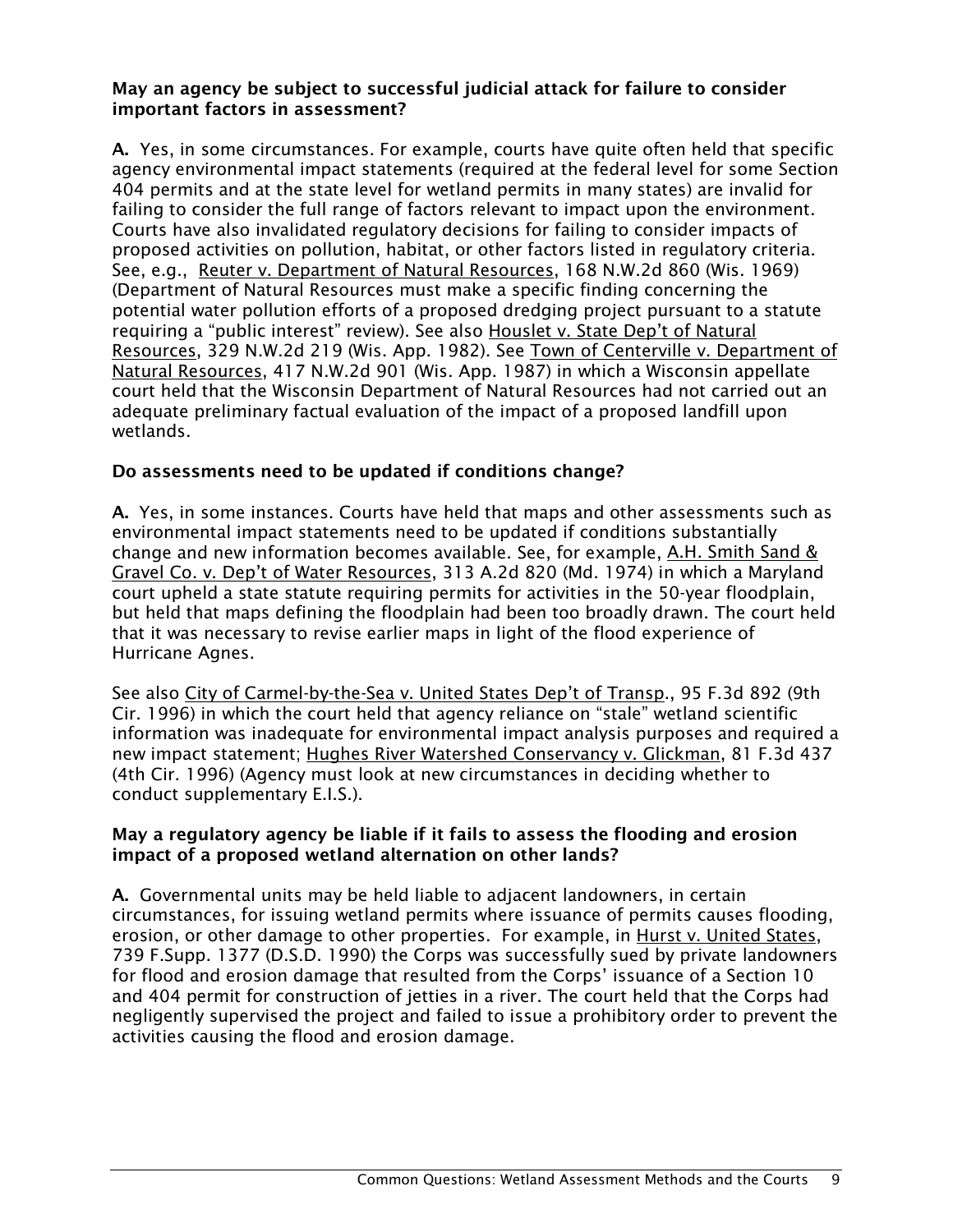**May an agency be subject to successful judicial attack for failure to consider important factors in assessment?**

**A.** Yes, in some circumstances. For example, courts have quite often held that specific agency environmental impact statements (required at the federal level for some Section 404 permits and at the state level for wetland permits in many states) are invalid for failing to consider the full range of factors relevant to impact upon the environment. Courts have also invalidated regulatory decisions for failing to consider impacts of proposed activities on pollution, habitat, or other factors listed in regulatory criteria. See, e.g., Reuter v. Department of Natural Resources, 168 N.W.2d 860 (Wis. 1969) (Department of Natural Resources must make a specific finding concerning the potential water pollution efforts of a proposed dredging project pursuant to a statute requiring a "public interest" review). See also Houslet v. State Dep't of Natural Resources, 329 N.W.2d 219 (Wis. App. 1982). See Town of Centerville v. Department of Natural Resources, 417 N.W.2d 901 (Wis. App. 1987) in which a Wisconsin appellate court held that the Wisconsin Department of Natural Resources had not carried out an adequate preliminary factual evaluation of the impact of a proposed landfill upon wetlands.

**Do assessments need to be updated if conditions change?**

**A.** Yes, in some instances. Courts have held that maps and other assessments such as environmental impact statements need to be updated if conditions substantially change and new information becomes available. See, for example, A.H. Smith Sand & Gravel Co. v. Dep't of Water Resources, 313 A.2d 820 (Md. 1974) in which a Maryland court upheld a state statute requiring permits for activities in the 50-year floodplain, but held that maps defining the floodplain had been too broadly drawn. The court held that it was necessary to revise earlier maps in light of the flood experience of Hurricane Agnes.

See also City of Carmel-by-the-Sea v. United States Dep't of Transp., 95 F.3d 892 (9th Cir. 1996) in which the court held that agency reliance on "stale" wetland scientific information was inadequate for environmental impact analysis purposes and required a new impact statement; Hughes River Watershed Conservancy v. Glickman, 81 F.3d 437 (4th Cir. 1996) (Agency must look at new circumstances in deciding whether to conduct supplementary E.I.S.).

**May a regulatory agency be liable if it fails to assess the flooding and erosion impact of a proposed wetland alternation on other lands?**

**A.** Governmental units may be held liable to adjacent landowners, in certain circumstances, for issuing wetland permits where issuance of permits causes flooding, erosion, or other damage to other properties. For example, in Hurst v. United States, 739 F.Supp. 1377 (D.S.D. 1990) the Corps was successfully sued by private landowners for flood and erosion damage that resulted from the Corps' issuance of a Section 10 and 404 permit for construction of jetties in a river. The court held that the Corps had negligently supervised the project and failed to issue a prohibitory order to prevent the activities causing the flood and erosion damage.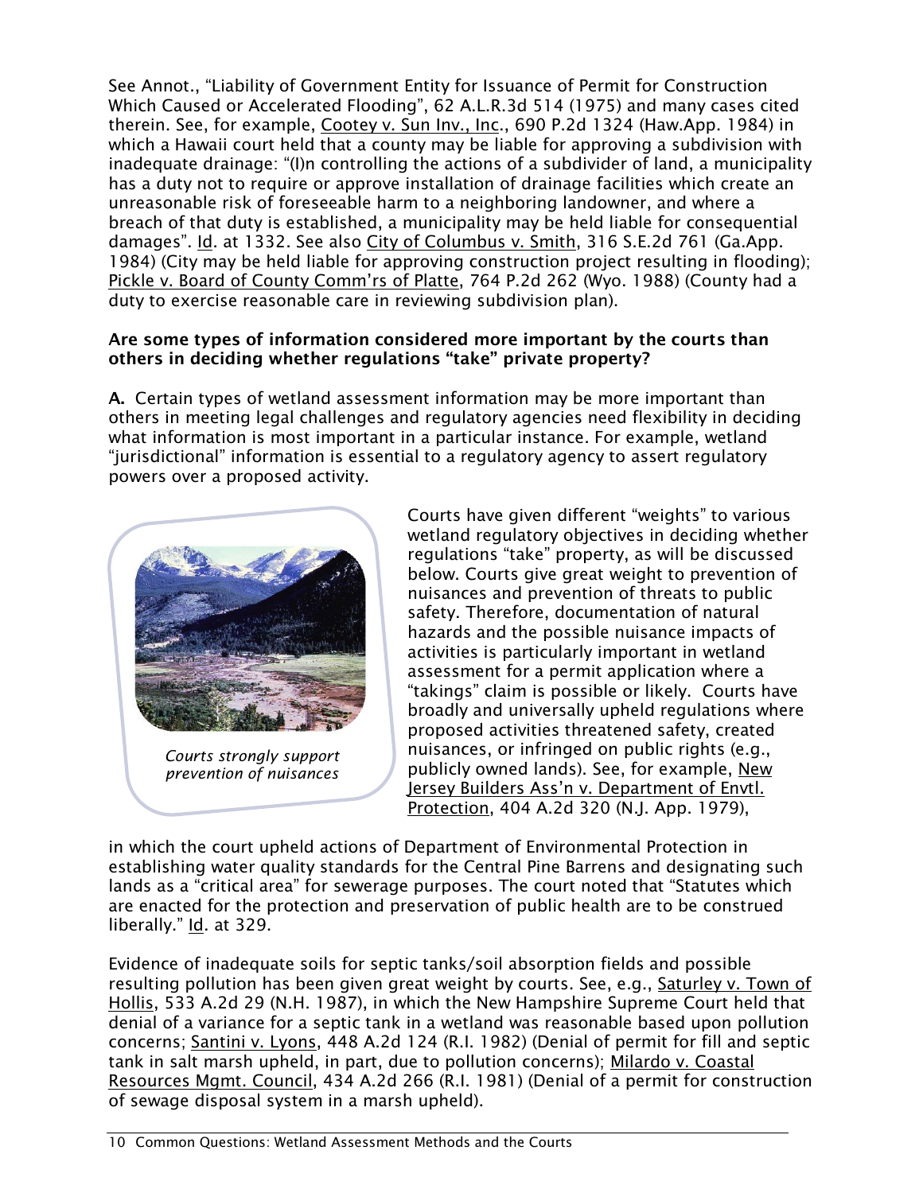See Annot., "Liability of Government Entity for Issuance of Permit for Construction Which Caused or Accelerated Flooding", 62 A.L.R.3d 514 (1975) and many cases cited therein. See, for example, Cootey v. Sun Inv., Inc., 690 P.2d 1324 (Haw.App. 1984) in which a Hawaii court held that a county may be liable for approving a subdivision with inadequate drainage: "(I)n controlling the actions of a subdivider of land, a municipality has a duty not to require or approve installation of drainage facilities which create an unreasonable risk of foreseeable harm to a neighboring landowner, and where a breach of that duty is established, a municipality may be held liable for consequential damages". Id. at 1332. See also City of Columbus v. Smith, 316 S.E.2d 761 (Ga.App. 1984) (City may be held liable for approving construction project resulting in flooding); Pickle v. Board of County Comm'rs of Platte, 764 P.2d 262 (Wyo. 1988) (County had a duty to exercise reasonable care in reviewing subdivision plan).

**Are some types of information considered more important by the courts than others in deciding whether regulations "take" private property?**

**A.** Certain types of wetland assessment information may be more important than others in meeting legal challenges and regulatory agencies need flexibility in deciding what information is most important in a particular instance. For example, wetland "jurisdictional" information is essential to a regulatory agency to assert regulatory powers over a proposed activity.

*Courts strongly support prevention of nuisances*

Courts have given different "weights" to various wetland regulatory objectives in deciding whether regulations "take" property, as will be discussed below. Courts give great weight to prevention of nuisances and prevention of threats to public safety. Therefore, documentation of natural hazards and the possible nuisance impacts of activities is particularly important in wetland assessment for a permit application where a "takings" claim is possible or likely. Courts have broadly and universally upheld regulations where proposed activities threatened safety, created nuisances, or infringed on public rights (e.g., publicly owned lands). See, for example, New Jersey Builders Ass'n v. Department of Envtl. Protection, 404 A.2d 320 (N.J. App. 1979), in which the court upheld actions of Department of Environmental Protection in establishing water quality standards for the Central Pine Barrens and designating such lands as a "critical area" for sewerage purposes. The court noted that "Statutes which are enacted for the protection and preservation of public health are to be construed liberally." Id. at 329.

Evidence of inadequate soils for septic tanks/soil absorption fields and possible resulting pollution has been given great weight by courts. See, e.g., Saturley v. Town of Hollis, 533 A.2d 29 (N.H. 1987), in which the New Hampshire Supreme Court held that denial of a variance for a septic tank in a wetland was reasonable based upon pollution concerns; Santini v. Lyons, 448 A.2d 124 (R.I. 1982) (Denial of permit for fill and septic tank in salt marsh upheld, in part, due to pollution concerns); Milardo v. Coastal Resources Mgmt. Council, 434 A.2d 266 (R.I. 1981) (Denial of a permit for construction of sewage disposal system in a marsh upheld).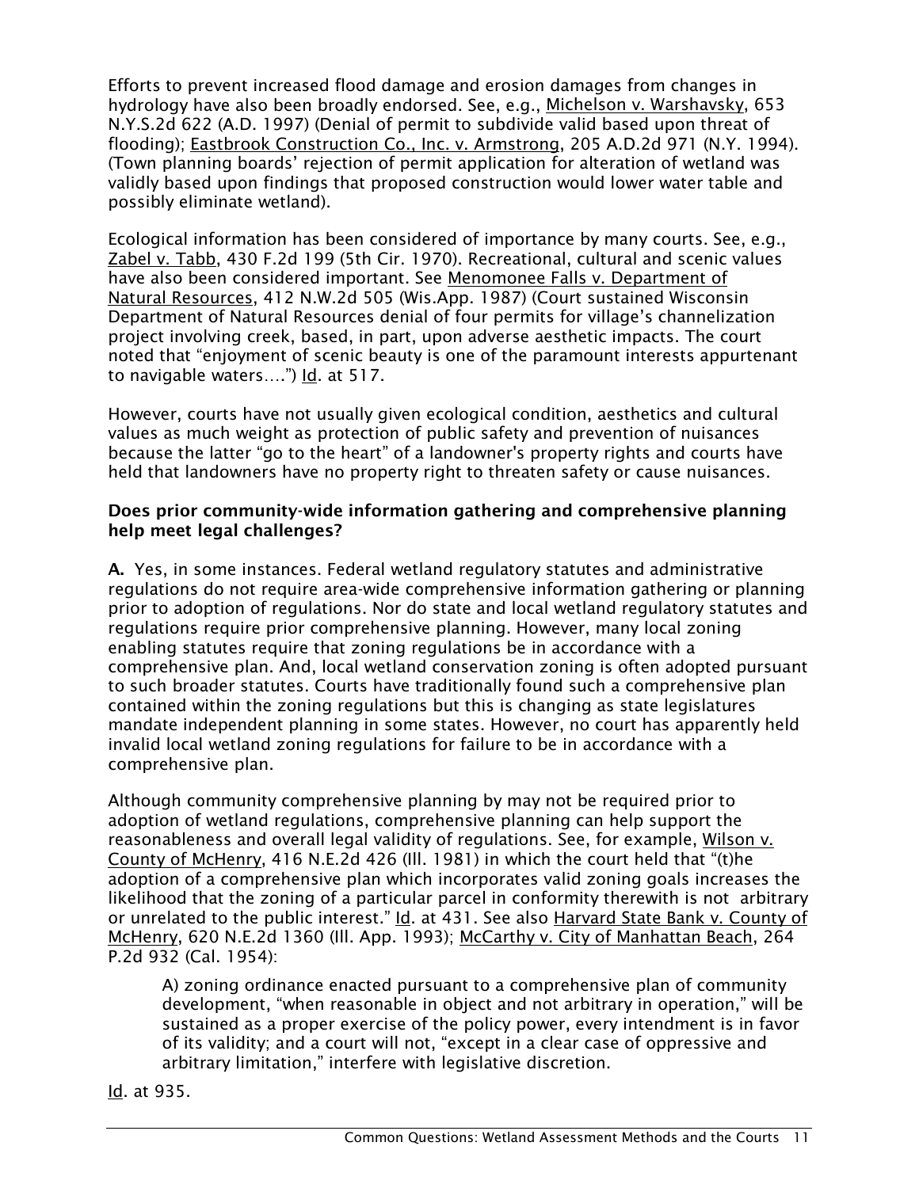Efforts to prevent increased flood damage and erosion damages from changes in hydrology have also been broadly endorsed. See, e.g., Michelson v. Warshavsky, 653 N.Y.S.2d 622 (A.D. 1997) (Denial of permit to subdivide valid based upon threat of flooding); Eastbrook Construction Co., Inc. v. Armstrong, 205 A.D.2d 971 (N.Y. 1994). (Town planning boards' rejection of permit application for alteration of wetland was validly based upon findings that proposed construction would lower water table and possibly eliminate wetland).

Ecological information has been considered of importance by many courts. See, e.g., Zabel v. Tabb, 430 F.2d 199 (5th Cir. 1970). Recreational, cultural and scenic values have also been considered important. See Menomonee Falls v. Department of Natural Resources, 412 N.W.2d 505 (Wis.App. 1987) (Court sustained Wisconsin Department of Natural Resources denial of four permits for village's channelization project involving creek, based, in part, upon adverse aesthetic impacts. The court noted that "enjoyment of scenic beauty is one of the paramount interests appurtenant to navigable waters….") Id. at 517.

However, courts have not usually given ecological condition, aesthetics and cultural values as much weight as protection of public safety and prevention of nuisances because the latter "go to the heart" of a landowner's property rights and courts have held that landowners have no property right to threaten safety or cause nuisances.

**Does prior community-wide information gathering and comprehensive planning help meet legal challenges?**

**A.** Yes, in some instances. Federal wetland regulatory statutes and administrative regulations do not require area-wide comprehensive information gathering or planning prior to adoption of regulations. Nor do state and local wetland regulatory statutes and regulations require prior comprehensive planning. However, many local zoning enabling statutes require that zoning regulations be in accordance with a comprehensive plan. And, local wetland conservation zoning is often adopted pursuant to such broader statutes. Courts have traditionally found such a comprehensive plan contained within the zoning regulations but this is changing as state legislatures mandate independent planning in some states. However, no court has apparently held invalid local wetland zoning regulations for failure to be in accordance with a comprehensive plan.

Although community comprehensive planning by may not be required prior to adoption of wetland regulations, comprehensive planning can help support the reasonableness and overall legal validity of regulations. See, for example, Wilson v. County of McHenry, 416 N.E.2d 426 (Ill. 1981) in which the court held that "(t)he adoption of a comprehensive plan which incorporates valid zoning goals increases the likelihood that the zoning of a particular parcel in conformity therewith is not arbitrary or unrelated to the public interest." Id. at 431. See also Harvard State Bank v. County of McHenry, 620 N.E.2d 1360 (Ill. App. 1993); McCarthy v. City of Manhattan Beach, 264 P.2d 932 (Cal. 1954):

> A) zoning ordinance enacted pursuant to a comprehensive plan of community development, "when reasonable in object and not arbitrary in operation," will be sustained as a proper exercise of the policy power, every intendment is in favor of its validity; and a court will not, "except in a clear case of oppressive and arbitrary limitation," interfere with legislative discretion.

Id. at 935.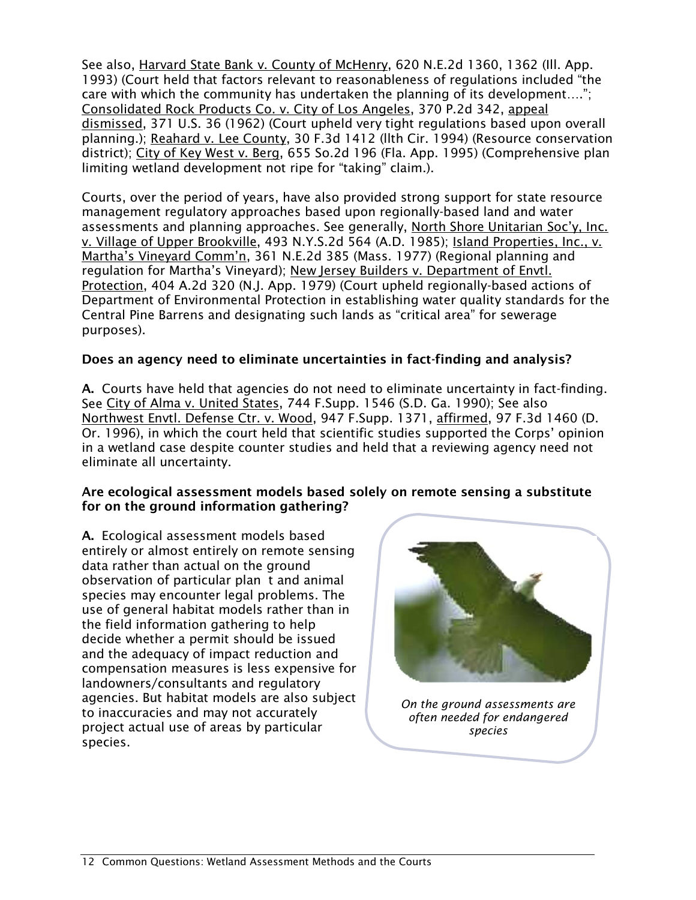See also, Harvard State Bank v. County of McHenry, 620 N.E.2d 1360, 1362 (Ill. App. 1993) (Court held that factors relevant to reasonableness of regulations included "the care with which the community has undertaken the planning of its development….";  Consolidated Rock Products Co. v. City of Los Angeles, 370 P.2d 342, appeal dismissed, 371 U.S. 36 (1962) (Court upheld very tight regulations based upon overall planning.); Reahard v. Lee County, 30 F.3d 1412 (llth Cir. 1994) (Resource conservation district); City of Key West v. Berg, 655 So.2d 196 (Fla. App. 1995) (Comprehensive plan limiting wetland development not ripe for "taking" claim.).

Courts, over the period of years, have also provided strong support for state resource management regulatory approaches based upon regionally-based land and water assessments and planning approaches. See generally, North Shore Unitarian Soc'y, Inc. v. Village of Upper Brookville, 493 N.Y.S.2d 564 (A.D. 1985); Island Properties, Inc., v. Martha's Vineyard Comm'n, 361 N.E.2d 385 (Mass. 1977) (Regional planning and regulation for Martha's Vineyard); New Jersey Builders v. Department of Envtl. Protection, 404 A.2d 320 (N.J. App. 1979) (Court upheld regionally-based actions of Department of Environmental Protection in establishing water quality standards for the Central Pine Barrens and designating such lands as "critical area" for sewerage purposes).

**Does an agency need to eliminate uncertainties in fact-finding and analysis?**

**A.** Courts have held that agencies do not need to eliminate uncertainty in fact-finding. See City of Alma v. United States, 744 F.Supp. 1546 (S.D. Ga. 1990); See also Northwest Envtl. Defense Ctr. v. Wood, 947 F.Supp. 1371, affirmed, 97 F.3d 1460 (D. Or. 1996), in which the court held that scientific studies supported the Corps' opinion in a wetland case despite counter studies and held that a reviewing agency need not eliminate all uncertainty.

**Are ecological assessment models based solely on remote sensing a substitute for on the ground information gathering?**

**A.** Ecological assessment models based entirely or almost entirely on remote sensing data rather than actual on the ground observation of particular plan t and animal species may encounter legal problems. The use of general habitat models rather than in the field information gathering to help decide whether a permit should be issued and the adequacy of impact reduction and compensation measures is less expensive for landowners/consultants and regulatory agencies. But habitat models are also subject to inaccuracies and may not accurately project actual use of areas by particular species.

*On the ground assessments are often needed for endangered species*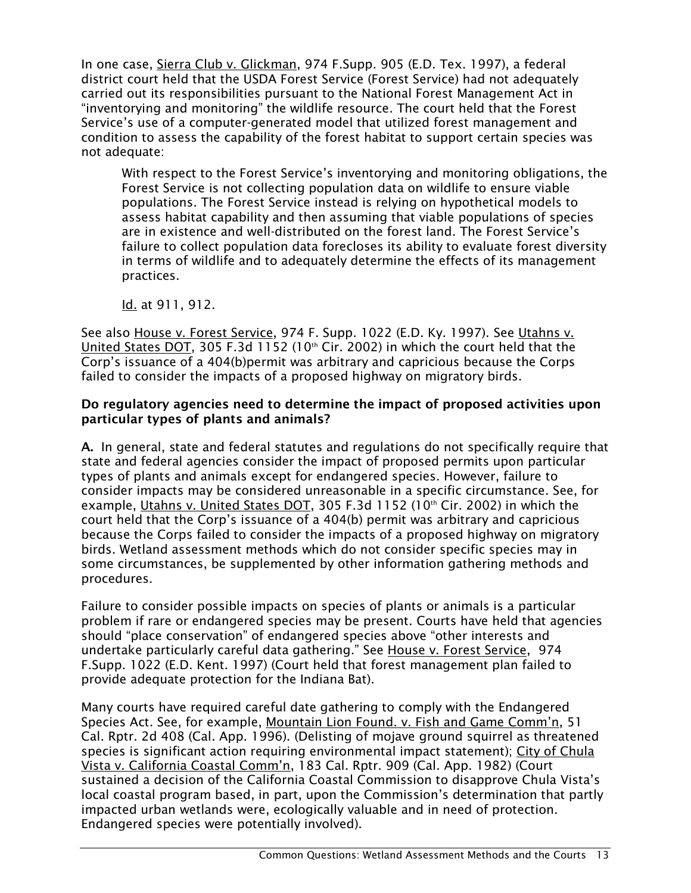In one case, Sierra Club v. Glickman, 974 F.Supp. 905 (E.D. Tex. 1997), a federal district court held that the USDA Forest Service (Forest Service) had not adequately carried out its responsibilities pursuant to the National Forest Management Act in "inventorying and monitoring" the wildlife resource. The court held that the Forest Service's use of a computer-generated model that utilized forest management and condition to assess the capability of the forest habitat to support certain species was not adequate:

> With respect to the Forest Service's inventorying and monitoring obligations, the Forest Service is not collecting population data on wildlife to ensure viable populations. The Forest Service instead is relying on hypothetical models to assess habitat capability and then assuming that viable populations of species are in existence and well-distributed on the forest land. The Forest Service's failure to collect population data forecloses its ability to evaluate forest diversity in terms of wildlife and to adequately determine the effects of its management practices.
>
> Id. at 911, 912.

See also House v. Forest Service, 974 F. Supp. 1022 (E.D. Ky. 1997). See Utahns v. United States DOT, 305 F.3d 1152 (10th Cir. 2002) in which the court held that the Corp's issuance of a 404(b)permit was arbitrary and capricious because the Corps failed to consider the impacts of a proposed highway on migratory birds.

**Do regulatory agencies need to determine the impact of proposed activities upon particular types of plants and animals?**

**A.** In general, state and federal statutes and regulations do not specifically require that state and federal agencies consider the impact of proposed permits upon particular types of plants and animals except for endangered species. However, failure to consider impacts may be considered unreasonable in a specific circumstance. See, for example, Utahns v. United States DOT, 305 F.3d 1152 (10th Cir. 2002) in which the court held that the Corp's issuance of a 404(b) permit was arbitrary and capricious because the Corps failed to consider the impacts of a proposed highway on migratory birds. Wetland assessment methods which do not consider specific species may in some circumstances, be supplemented by other information gathering methods and procedures.

Failure to consider possible impacts on species of plants or animals is a particular problem if rare or endangered species may be present. Courts have held that agencies should "place conservation" of endangered species above "other interests and undertake particularly careful data gathering." See House v. Forest Service, 974 F.Supp. 1022 (E.D. Kent. 1997) (Court held that forest management plan failed to provide adequate protection for the Indiana Bat).

Many courts have required careful date gathering to comply with the Endangered Species Act. See, for example, Mountain Lion Found. v. Fish and Game Comm'n, 51 Cal. Rptr. 2d 408 (Cal. App. 1996). (Delisting of mojave ground squirrel as threatened species is significant action requiring environmental impact statement); City of Chula Vista v. California Coastal Comm'n, 183 Cal. Rptr. 909 (Cal. App. 1982) (Court sustained a decision of the California Coastal Commission to disapprove Chula Vista's local coastal program based, in part, upon the Commission's determination that partly impacted urban wetlands were, ecologically valuable and in need of protection. Endangered species were potentially involved).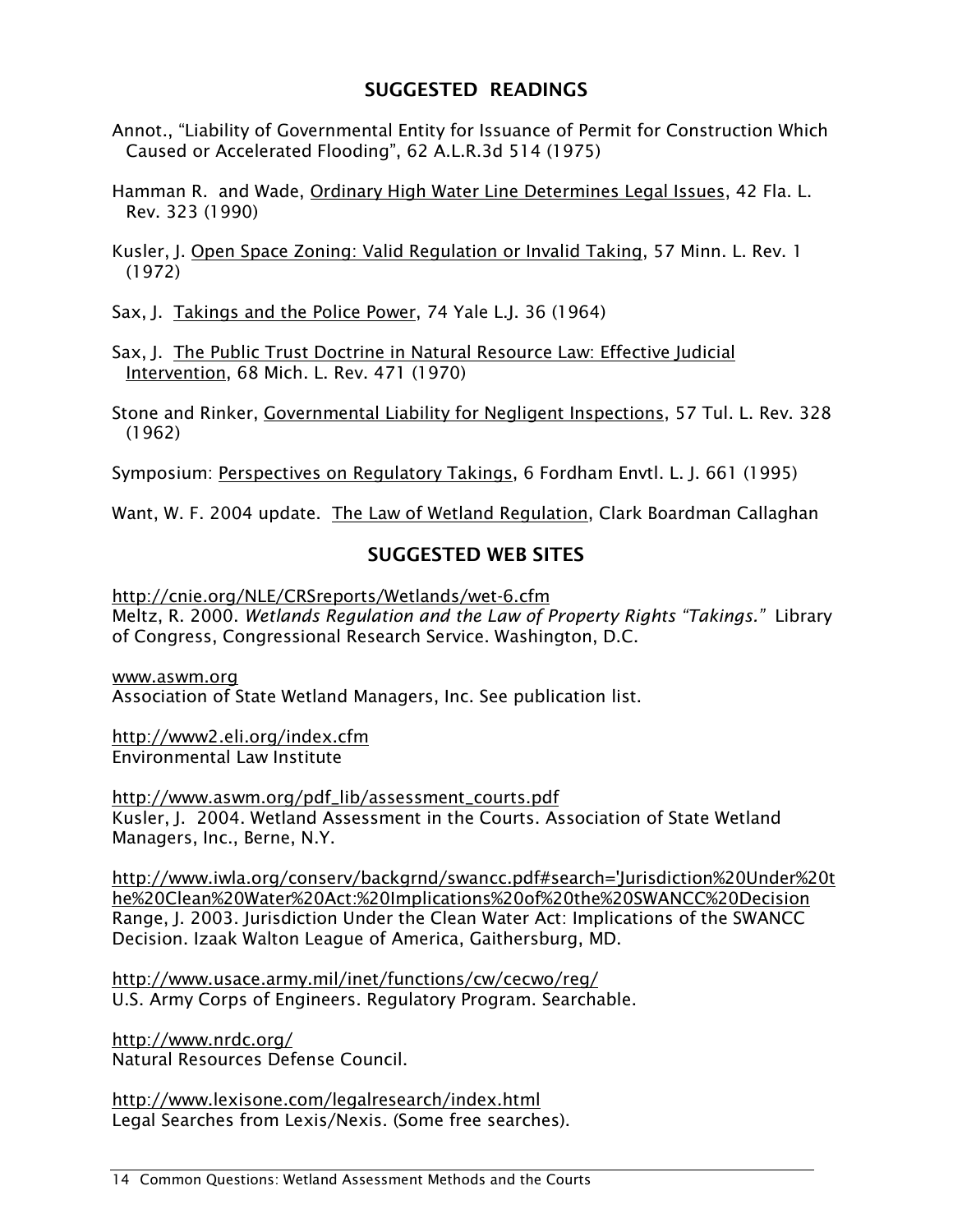## SUGGESTED READINGS

Annot., "Liability of Governmental Entity for Issuance of Permit for Construction Which Caused or Accelerated Flooding", 62 A.L.R.3d 514 (1975)

Hamman R. and Wade, Ordinary High Water Line Determines Legal Issues, 42 Fla. L. Rev. 323 (1990)

Kusler, J. Open Space Zoning: Valid Regulation or Invalid Taking, 57 Minn. L. Rev. 1 (1972)

Sax, J. Takings and the Police Power, 74 Yale L.J. 36 (1964)

Sax, J. The Public Trust Doctrine in Natural Resource Law: Effective Judicial Intervention, 68 Mich. L. Rev. 471 (1970)

Stone and Rinker, Governmental Liability for Negligent Inspections, 57 Tul. L. Rev. 328 (1962)

Symposium: Perspectives on Regulatory Takings, 6 Fordham Envtl. L. J. 661 (1995)

Want, W. F. 2004 update. The Law of Wetland Regulation, Clark Boardman Callaghan

## SUGGESTED WEB SITES

http://cnie.org/NLE/CRSreports/Wetlands/wet-6.cfm
Meltz, R. 2000. *Wetlands Regulation and the Law of Property Rights "Takings."* Library of Congress, Congressional Research Service. Washington, D.C.

www.aswm.org
Association of State Wetland Managers, Inc. See publication list.

http://www2.eli.org/index.cfm
Environmental Law Institute

http://www.aswm.org/pdf_lib/assessment_courts.pdf
Kusler, J. 2004. Wetland Assessment in the Courts. Association of State Wetland Managers, Inc., Berne, N.Y.

http://www.iwla.org/conserv/backgrnd/swancc.pdf#search='Jurisdiction%20Under%20the%20Clean%20Water%20Act:%20Implications%20of%20the%20SWANCC%20Decision
Range, J. 2003. Jurisdiction Under the Clean Water Act: Implications of the SWANCC Decision. Izaak Walton League of America, Gaithersburg, MD.

http://www.usace.army.mil/inet/functions/cw/cecwo/reg/
U.S. Army Corps of Engineers. Regulatory Program. Searchable.

http://www.nrdc.org/
Natural Resources Defense Council.

http://www.lexisone.com/legalresearch/index.html
Legal Searches from Lexis/Nexis. (Some free searches).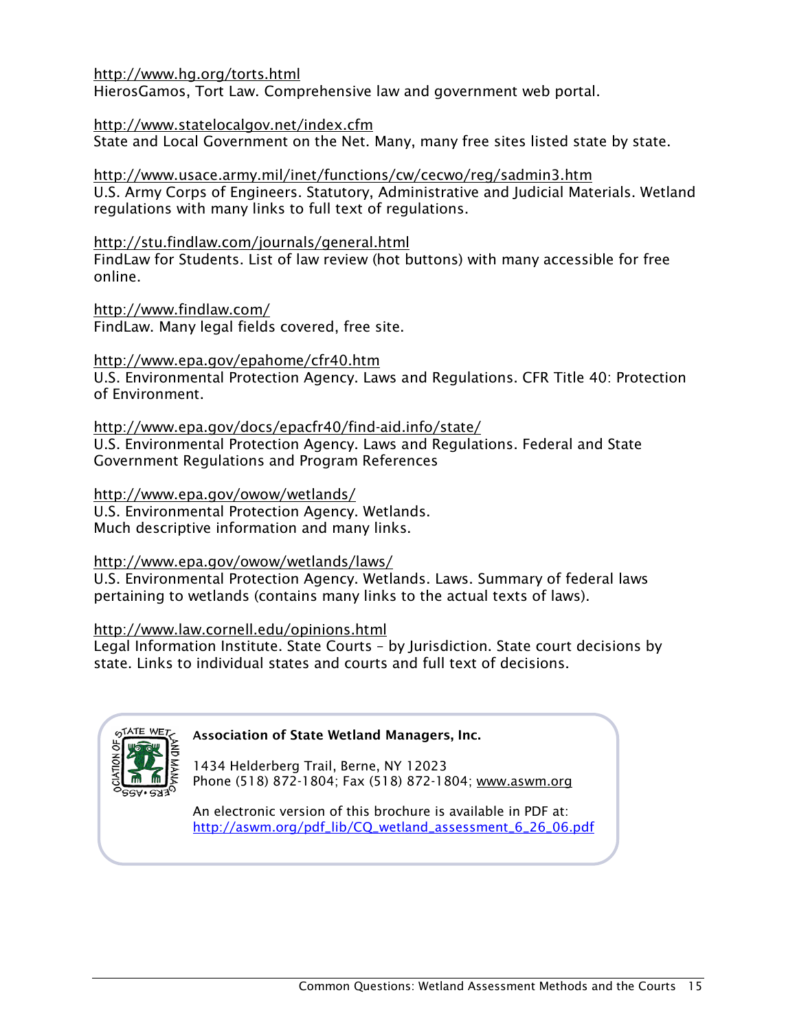http://www.hg.org/torts.html
HierosGamos, Tort Law. Comprehensive law and government web portal.

http://www.statelocalgov.net/index.cfm
State and Local Government on the Net. Many, many free sites listed state by state.

http://www.usace.army.mil/inet/functions/cw/cecwo/reg/sadmin3.htm
U.S. Army Corps of Engineers. Statutory, Administrative and Judicial Materials. Wetland regulations with many links to full text of regulations.

http://stu.findlaw.com/journals/general.html
FindLaw for Students. List of law review (hot buttons) with many accessible for free online.

http://www.findlaw.com/
FindLaw. Many legal fields covered, free site.

http://www.epa.gov/epahome/cfr40.htm
U.S. Environmental Protection Agency. Laws and Regulations. CFR Title 40: Protection of Environment.

http://www.epa.gov/docs/epacfr40/find-aid.info/state/
U.S. Environmental Protection Agency. Laws and Regulations. Federal and State Government Regulations and Program References

http://www.epa.gov/owow/wetlands/
U.S. Environmental Protection Agency. Wetlands.
Much descriptive information and many links.

http://www.epa.gov/owow/wetlands/laws/
U.S. Environmental Protection Agency. Wetlands. Laws. Summary of federal laws pertaining to wetlands (contains many links to the actual texts of laws).

http://www.law.cornell.edu/opinions.html
Legal Information Institute. State Courts – by Jurisdiction. State court decisions by state. Links to individual states and courts and full text of decisions.

**Association of State Wetland Managers, Inc.**

1434 Helderberg Trail, Berne, NY 12023
Phone (518) 872-1804; Fax (518) 872-1804; www.aswm.org

An electronic version of this brochure is available in PDF at:
http://aswm.org/pdf_lib/CQ_wetland_assessment_6_26_06.pdf